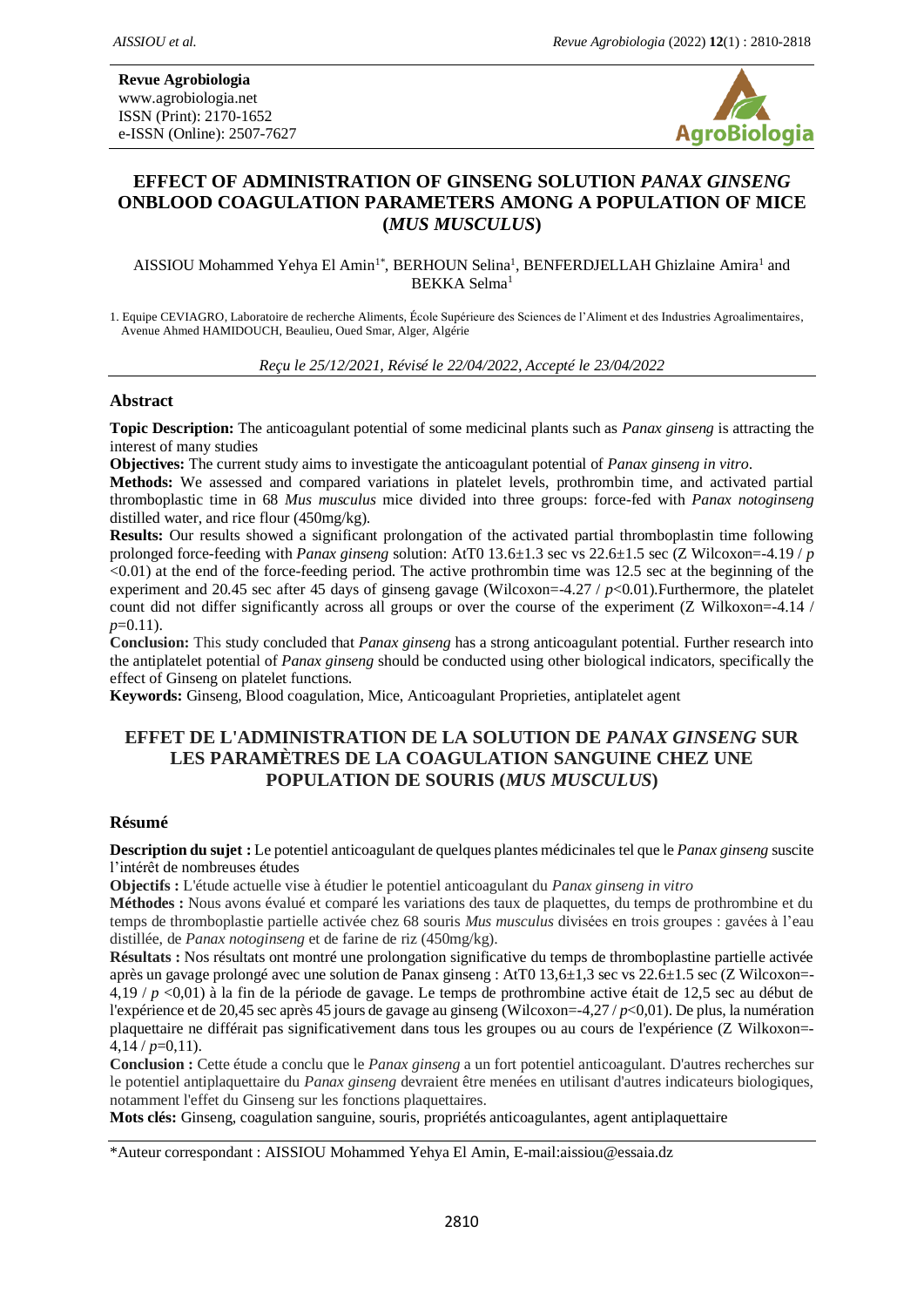**Revue Agrobiologia**
www.agrobiologia.net
ISSN (Print): 2170-1652
e-ISSN (Online): 2507-7627

# EFFECT OF ADMINISTRATION OF GINSENG SOLUTION *PANAX GINSENG* ONBLOOD COAGULATION PARAMETERS AMONG A POPULATION OF MICE (*MUS MUSCULUS*)

AISSIOU Mohammed Yehya El Amin[1*], BERHOUN Selina[1], BENFERDJELLAH Ghizlaine Amira[1] and BEKKA Selma[1]

1. Equipe CEVIAGRO, Laboratoire de recherche Aliments, École Supérieure des Sciences de l'Aliment et des Industries Agroalimentaires, Avenue Ahmed HAMIDOUCH, Beaulieu, Oued Smar, Alger, Algérie

*Reçu le 25/12/2021, Révisé le 22/04/2022, Accepté le 23/04/2022*

## Abstract

**Topic Description:** The anticoagulant potential of some medicinal plants such as *Panax ginseng* is attracting the interest of many studies

**Objectives:** The current study aims to investigate the anticoagulant potential of *Panax ginseng in vitro*.

**Methods:** We assessed and compared variations in platelet levels, prothrombin time, and activated partial thromboplastic time in 68 *Mus musculus* mice divided into three groups: force-fed with *Panax notoginseng* distilled water, and rice flour (450mg/kg).

**Results:** Our results showed a significant prolongation of the activated partial thromboplastin time following prolonged force-feeding with *Panax ginseng* solution: AtT0 13.6±1.3 sec vs 22.6±1.5 sec (Z Wilcoxon=-4.19 / $p$ <0.01) at the end of the force-feeding period. The active prothrombin time was 12.5 sec at the beginning of the experiment and 20.45 sec after 45 days of ginseng gavage (Wilcoxon=-4.27 / $p$<0.01).Furthermore, the platelet count did not differ significantly across all groups or over the course of the experiment (Z Wilkoxon=-4.14 / $p$=0.11).

**Conclusion:** This study concluded that *Panax ginseng* has a strong anticoagulant potential. Further research into the antiplatelet potential of *Panax ginseng* should be conducted using other biological indicators, specifically the effect of Ginseng on platelet functions.

**Keywords:** Ginseng, Blood coagulation, Mice, Anticoagulant Proprieties, antiplatelet agent

# EFFET DE L'ADMINISTRATION DE LA SOLUTION DE *PANAX GINSENG* SUR LES PARAMÈTRES DE LA COAGULATION SANGUINE CHEZ UNE POPULATION DE SOURIS (*MUS MUSCULUS*)

## Résumé

**Description du sujet :** Le potentiel anticoagulant de quelques plantes médicinales tel que le *Panax ginseng* suscite l'intérêt de nombreuses études

**Objectifs :** L'étude actuelle vise à étudier le potentiel anticoagulant du *Panax ginseng in vitro*

**Méthodes :** Nous avons évalué et comparé les variations des taux de plaquettes, du temps de prothrombine et du temps de thromboplastie partielle activée chez 68 souris *Mus musculus* divisées en trois groupes : gavées à l'eau distillée, de *Panax notoginseng* et de farine de riz (450mg/kg).

**Résultats :** Nos résultats ont montré une prolongation significative du temps de thromboplastine partielle activée après un gavage prolongé avec une solution de Panax ginseng : AtT0 13,6±1,3 sec vs 22.6±1.5 sec (Z Wilcoxon=-4,19 / $p$ <0,01) à la fin de la période de gavage. Le temps de prothrombine active était de 12,5 sec au début de l'expérience et de 20,45 sec après 45 jours de gavage au ginseng (Wilcoxon=-4,27 / $p$<0,01). De plus, la numération plaquettaire ne différait pas significativement dans tous les groupes ou au cours de l'expérience (Z Wilkoxon=-4,14 / $p$=0,11).

**Conclusion :** Cette étude a conclu que le *Panax ginseng* a un fort potentiel anticoagulant. D'autres recherches sur le potentiel antiplaquettaire du *Panax ginseng* devraient être menées en utilisant d'autres indicateurs biologiques, notamment l'effet du Ginseng sur les fonctions plaquettaires.

**Mots clés:** Ginseng, coagulation sanguine, souris, propriétés anticoagulantes, agent antiplaquettaire

*Auteur correspondant : AISSIOU Mohammed Yehya El Amin, E-mail:aissiou@essaia.dz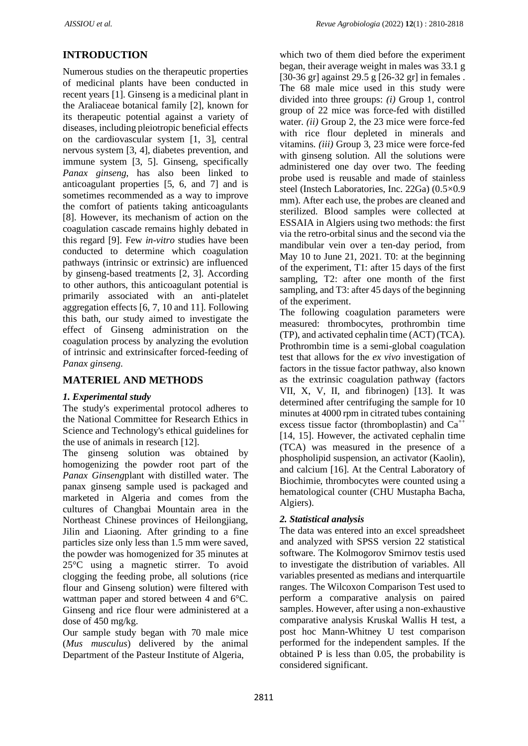## INTRODUCTION

Numerous studies on the therapeutic properties of medicinal plants have been conducted in recent years [1]. Ginseng is a medicinal plant in the Araliaceae botanical family [2], known for its therapeutic potential against a variety of diseases, including pleiotropic beneficial effects on the cardiovascular system [1, 3], central nervous system [3, 4], diabetes prevention, and immune system [3, 5]. Ginseng, specifically *Panax ginseng*, has also been linked to anticoagulant properties [5, 6, and 7] and is sometimes recommended as a way to improve the comfort of patients taking anticoagulants [8]. However, its mechanism of action on the coagulation cascade remains highly debated in this regard [9]. Few *in-vitro* studies have been conducted to determine which coagulation pathways (intrinsic or extrinsic) are influenced by ginseng-based treatments [2, 3]. According to other authors, this anticoagulant potential is primarily associated with an anti-platelet aggregation effects [6, 7, 10 and 11]. Following this bath, our study aimed to investigate the effect of Ginseng administration on the coagulation process by analyzing the evolution of intrinsic and extrinsicafter forced-feeding of *Panax ginseng.*

## MATERIEL AND METHODS

### *1. Experimental study*

The study's experimental protocol adheres to the National Committee for Research Ethics in Science and Technology's ethical guidelines for the use of animals in research [12].

The ginseng solution was obtained by homogenizing the powder root part of the *Panax Ginseng*plant with distilled water. The panax ginseng sample used is packaged and marketed in Algeria and comes from the cultures of Changbai Mountain area in the Northeast Chinese provinces of Heilongjiang, Jilin and Liaoning. After grinding to a fine particles size only less than 1.5 mm were saved, the powder was homogenized for 35 minutes at 25°C using a magnetic stirrer. To avoid clogging the feeding probe, all solutions (rice flour and Ginseng solution) were filtered with wattman paper and stored between 4 and 6°C. Ginseng and rice flour were administered at a dose of 450 mg/kg.

Our sample study began with 70 male mice (*Mus musculus*) delivered by the animal Department of the Pasteur Institute of Algeria, which two of them died before the experiment began, their average weight in males was 33.1 g [30-36 gr] against 29.5 g [26-32 gr] in females . The 68 male mice used in this study were divided into three groups: *(i)* Group 1, control group of 22 mice was force-fed with distilled water. *(ii)* Group 2, the 23 mice were force-fed with rice flour depleted in minerals and vitamins. *(iii)* Group 3, 23 mice were force-fed with ginseng solution. All the solutions were administered one day over two. The feeding probe used is reusable and made of stainless steel (Instech Laboratories, Inc. 22Ga) (0.5×0.9 mm). After each use, the probes are cleaned and sterilized. Blood samples were collected at ESSAIA in Algiers using two methods: the first via the retro-orbital sinus and the second via the mandibular vein over a ten-day period, from May 10 to June 21, 2021. T0: at the beginning of the experiment, T1: after 15 days of the first sampling, T2: after one month of the first sampling, and T3: after 45 days of the beginning of the experiment.

The following coagulation parameters were measured: thrombocytes, prothrombin time (TP), and activated cephalin time (ACT) (TCA). Prothrombin time is a semi-global coagulation test that allows for the *ex vivo* investigation of factors in the tissue factor pathway, also known as the extrinsic coagulation pathway (factors VII, X, V, II, and fibrinogen) [13]. It was determined after centrifuging the sample for 10 minutes at 4000 rpm in citrated tubes containing excess tissue factor (thromboplastin) and $Ca^{++}$ [14, 15]. However, the activated cephalin time (TCA) was measured in the presence of a phospholipid suspension, an activator (Kaolin), and calcium [16]. At the Central Laboratory of Biochimie, thrombocytes were counted using a hematological counter (CHU Mustapha Bacha, Algiers).

### *2. Statistical analysis*

The data was entered into an excel spreadsheet and analyzed with SPSS version 22 statistical software. The Kolmogorov Smirnov testis used to investigate the distribution of variables. All variables presented as medians and interquartile ranges. The Wilcoxon Comparison Test used to perform a comparative analysis on paired samples. However, after using a non-exhaustive comparative analysis Kruskal Wallis H test, a post hoc Mann-Whitney U test comparison performed for the independent samples. If the obtained P is less than 0.05, the probability is considered significant.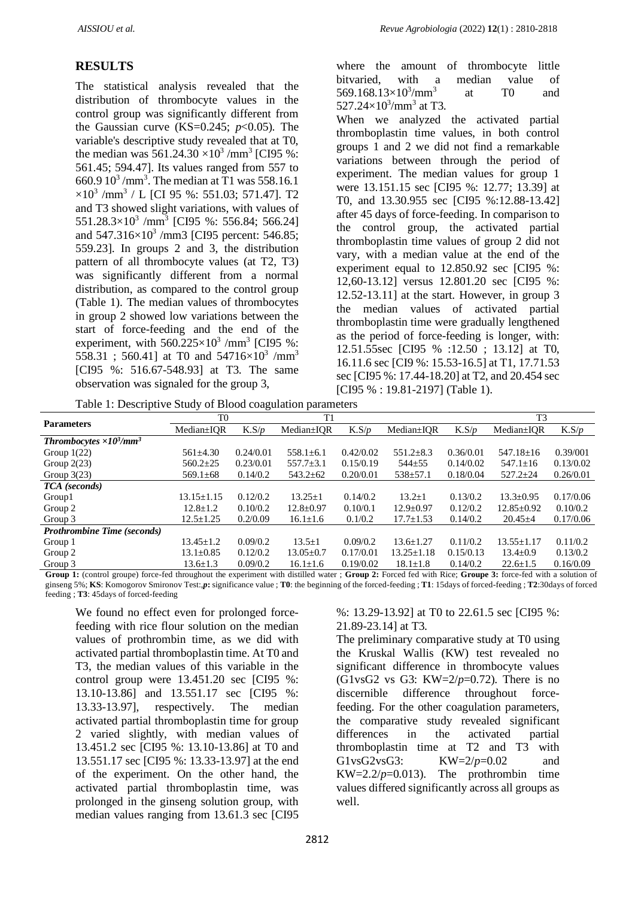## RESULTS

The statistical analysis revealed that the distribution of thrombocyte values in the control group was significantly different from the Gaussian curve (KS=0.245; $p<0.05$). The variable's descriptive study revealed that at T0, the median was 561.24.30 $\times10^3$ /mm$^3$ [CI95 %: 561.45; 594.47]. Its values ranged from 557 to 660.9 $10^3$ /mm$^3$. The median at T1 was 558.16.1 $\times10^3$ /mm$^3$ / L [CI 95 %: 551.03; 571.47]. T2 and T3 showed slight variations, with values of 551.28.3$\times10^3$ /mm$^3$ [CI95 %: 556.84; 566.24] and 547.316$\times10^3$ /mm3 [CI95 percent: 546.85; 559.23]. In groups 2 and 3, the distribution pattern of all thrombocyte values (at T2, T3) was significantly different from a normal distribution, as compared to the control group (Table 1). The median values of thrombocytes in group 2 showed low variations between the start of force-feeding and the end of the experiment, with 560.225$\times10^3$ /mm$^3$ [CI95 %: 558.31 ; 560.41] at T0 and 54716$\times10^3$ /mm$^3$ [CI95 %: 516.67-548.93] at T3. The same observation was signaled for the group 3, where the amount of thrombocyte little bitvaried, with a median value of 569.168.13$\times10^3$/mm$^3$ at T0 and 527.24$\times10^3$/mm$^3$ at T3.

When we analyzed the activated partial thromboplastin time values, in both control groups 1 and 2 we did not find a remarkable variations between through the period of experiment. The median values for group 1 were 13.151.15 sec [CI95 %: 12.77; 13.39] at T0, and 13.30.955 sec [CI95 %:12.88-13.42] after 45 days of force-feeding. In comparison to the control group, the activated partial thromboplastin time values of group 2 did not vary, with a median value at the end of the experiment equal to 12.850.92 sec [CI95 %: 12,60-13.12] versus 12.801.20 sec [CI95 %: 12.52-13.11] at the start. However, in group 3 the median values of activated partial thromboplastin time were gradually lengthened as the period of force-feeding is longer, with: 12.51.55sec [CI95 % :12.50 ; 13.12] at T0, 16.11.6 sec [CI9 %: 15.53-16.5] at T1, 17.71.53 sec [CI95 %: 17.44-18.20] at T2, and 20.454 sec [CI95 % : 19.81-2197] (Table 1).

Table 1: Descriptive Study of Blood coagulation parameters

| Parameters | T0 | | T1 | | | | T3 | |
|---|---|---|---|---|---|---|---|---|
| | Median±IQR | K.S/*p* | Median±IQR | K.S/*p* | Median±IQR | K.S/*p* | Median±IQR | K.S/*p* |
| ***Thrombocytes*** $\times10^3$/mm$^3$ | | | | | | | | |
| Group 1(22) | 561±4.30 | 0.24/0.01 | 558.1±6.1 | 0.42/0.02 | 551.2±8.3 | 0.36/0.01 | 547.18±16 | 0.39/001 |
| Group 2(23) | 560.2±25 | 0.23/0.01 | 557.7±3.1 | 0.15/0.19 | 544±55 | 0.14/0.02 | 547.1±16 | 0.13/0.02 |
| Group 3(23) | 569.1±68 | 0.14/0.2 | 543.2±62 | 0.20/0.01 | 538±57.1 | 0.18/0.04 | 527.2±24 | 0.26/0.01 |
| *TCA (seconds)* | | | | | | | | |
| Group1 | 13.15±1.15 | 0.12/0.2 | 13.25±1 | 0.14/0.2 | 13.2±1 | 0.13/0.2 | 13.3±0.95 | 0.17/0.06 |
| Group 2 | 12.8±1.2 | 0.10/0.2 | 12.8±0.97 | 0.10/0.1 | 12.9±0.97 | 0.12/0.2 | 12.85±0.92 | 0.10/0.2 |
| Group 3 | 12.5±1.25 | 0.2/0.09 | 16.1±1.6 | 0.1/0.2 | 17.7±1.53 | 0.14/0.2 | 20.45±4 | 0.17/0.06 |
| ***Prothrombine Time (seconds)*** | | | | | | | | |
| Group 1 | 13.45±1.2 | 0.09/0.2 | 13.5±1 | 0.09/0.2 | 13.6±1.27 | 0.11/0.2 | 13.55±1.17 | 0.11/0.2 |
| Group 2 | 13.1±0.85 | 0.12/0.2 | 13.05±0.7 | 0.17/0.01 | 13.25±1.18 | 0.15/0.13 | 13.4±0.9 | 0.13/0.2 |
| Group 3 | 13.6±1.3 | 0.09/0.2 | 16.1±1.6 | 0.19/0.02 | 18.1±1.8 | 0.14/0.2 | 22.6±1.5 | 0.16/0.09 |

**Group 1:** (control groupe) force-fed throughout the experiment with distilled water ; **Group 2:** Forced fed with Rice; **Groupe 3:** force-fed with a solution of ginseng 5%; **KS**: Komogorov Smironov Test:,***p*:** significance value ; **T0**: the beginning of the forced-feeding ; **T1**: 15days of forced-feeding ; **T2**:30days of forced feeding ; **T3**: 45days of forced-feeding

We found no effect even for prolonged force-feeding with rice flour solution on the median values of prothrombin time, as we did with activated partial thromboplastin time. At T0 and T3, the median values of this variable in the control group were 13.451.20 sec [CI95 %: 13.10-13.86] and 13.551.17 sec [CI95 %: 13.33-13.97], respectively. The median activated partial thromboplastin time for group 2 varied slightly, with median values of 13.451.2 sec [CI95 %: 13.10-13.86] at T0 and 13.551.17 sec [CI95 %: 13.33-13.97] at the end of the experiment. On the other hand, the activated partial thromboplastin time, was prolonged in the ginseng solution group, with median values ranging from 13.61.3 sec [CI95 %: 13.29-13.92] at T0 to 22.61.5 sec [CI95 %: 21.89-23.14] at T3.

The preliminary comparative study at T0 using the Kruskal Wallis (KW) test revealed no significant difference in thrombocyte values (G1vsG2 vs G3: KW=2/$p$=0.72). There is no discernible difference throughout force-feeding. For the other coagulation parameters, the comparative study revealed significant differences in the activated partial thromboplastin time at T2 and T3 with G1vsG2vsG3: KW=2/$p$=0.02 and KW=2.2/$p$=0.013). The prothrombin time values differed significantly across all groups as well.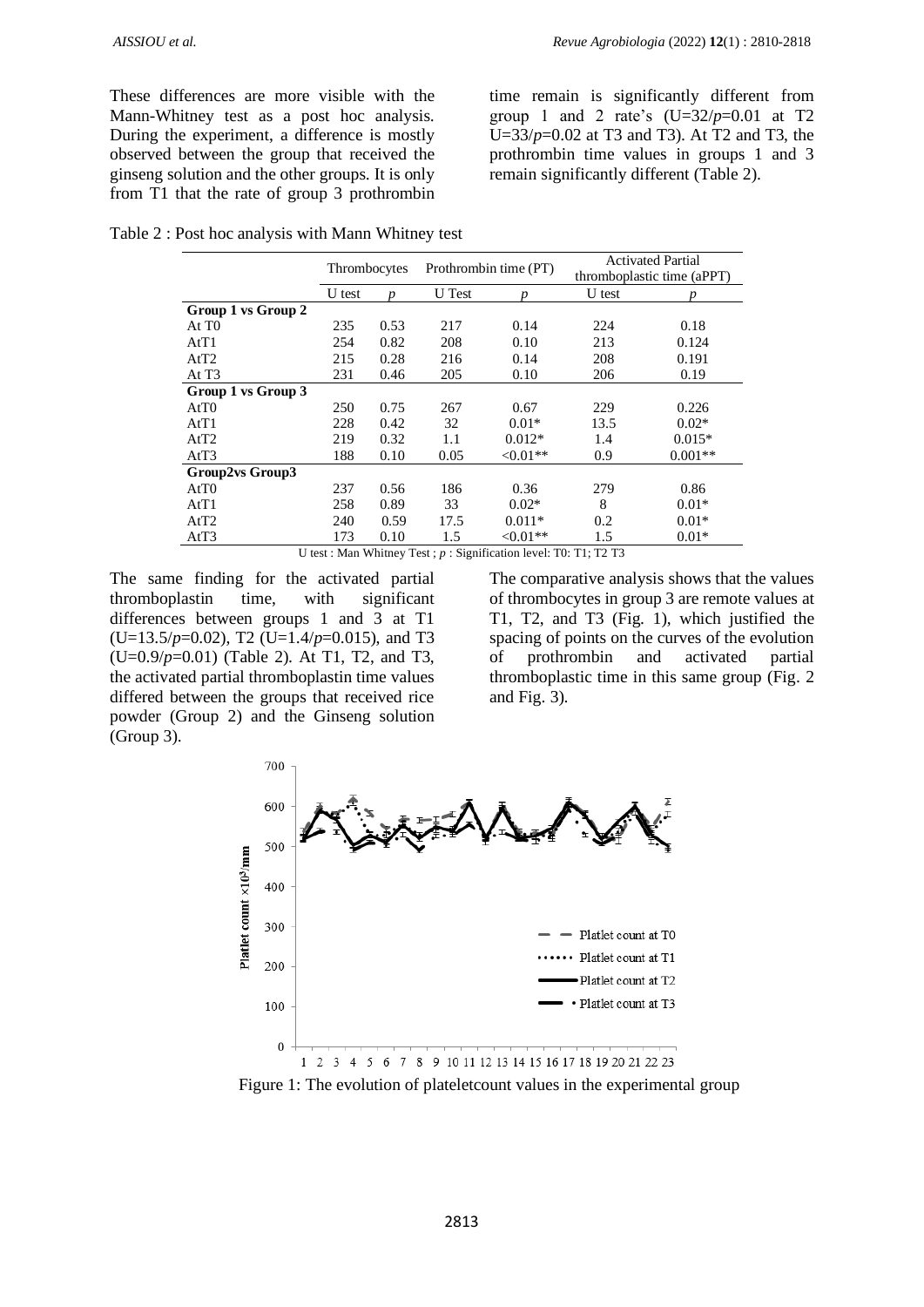These differences are more visible with the Mann-Whitney test as a post hoc analysis. During the experiment, a difference is mostly observed between the group that received the ginseng solution and the other groups. It is only from T1 that the rate of group 3 prothrombin time remain is significantly different from group 1 and 2 rate's (U=32/*p*=0.01 at T2 U=33/*p*=0.02 at T3 and T3). At T2 and T3, the prothrombin time values in groups 1 and 3 remain significantly different (Table 2).

Table 2 : Post hoc analysis with Mann Whitney test

| | Thrombocytes | | Prothrombin time (PT) | | Activated Partial thromboplastic time (aPPT) | |
|---|---|---|---|---|---|---|
| | U test | *p* | U Test | *p* | U test | *p* |
| **Group 1 vs Group 2** | | | | | | |
| At T0 | 235 | 0.53 | 217 | 0.14 | 224 | 0.18 |
| AtT1 | 254 | 0.82 | 208 | 0.10 | 213 | 0.124 |
| AtT2 | 215 | 0.28 | 216 | 0.14 | 208 | 0.191 |
| At T3 | 231 | 0.46 | 205 | 0.10 | 206 | 0.19 |
| **Group 1 vs Group 3** | | | | | | |
| AtT0 | 250 | 0.75 | 267 | 0.67 | 229 | 0.226 |
| AtT1 | 228 | 0.42 | 32 | 0.01* | 13.5 | 0.02* |
| AtT2 | 219 | 0.32 | 1.1 | 0.012* | 1.4 | 0.015* |
| AtT3 | 188 | 0.10 | 0.05 | <0.01** | 0.9 | 0.001** |
| **Group2vs Group3** | | | | | | |
| AtT0 | 237 | 0.56 | 186 | 0.36 | 279 | 0.86 |
| AtT1 | 258 | 0.89 | 33 | 0.02* | 8 | 0.01* |
| AtT2 | 240 | 0.59 | 17.5 | 0.011* | 0.2 | 0.01* |
| AtT3 | 173 | 0.10 | 1.5 | <0.01** | 1.5 | 0.01* |

U test : Man Whitney Test ; *p* : Signification level: T0: T1; T2 T3

The same finding for the activated partial thromboplastin time, with significant differences between groups 1 and 3 at T1 (U=13.5/*p*=0.02), T2 (U=1.4/*p*=0.015), and T3 (U=0.9/*p*=0.01) (Table 2). At T1, T2, and T3, the activated partial thromboplastin time values differed between the groups that received rice powder (Group 2) and the Ginseng solution (Group 3).

The comparative analysis shows that the values of thrombocytes in group 3 are remote values at T1, T2, and T3 (Fig. 1), which justified the spacing of points on the curves of the evolution of prothrombin and activated partial thromboplastic time in this same group (Fig. 2 and Fig. 3).

Figure 1: The evolution of plateletcount values in the experimental group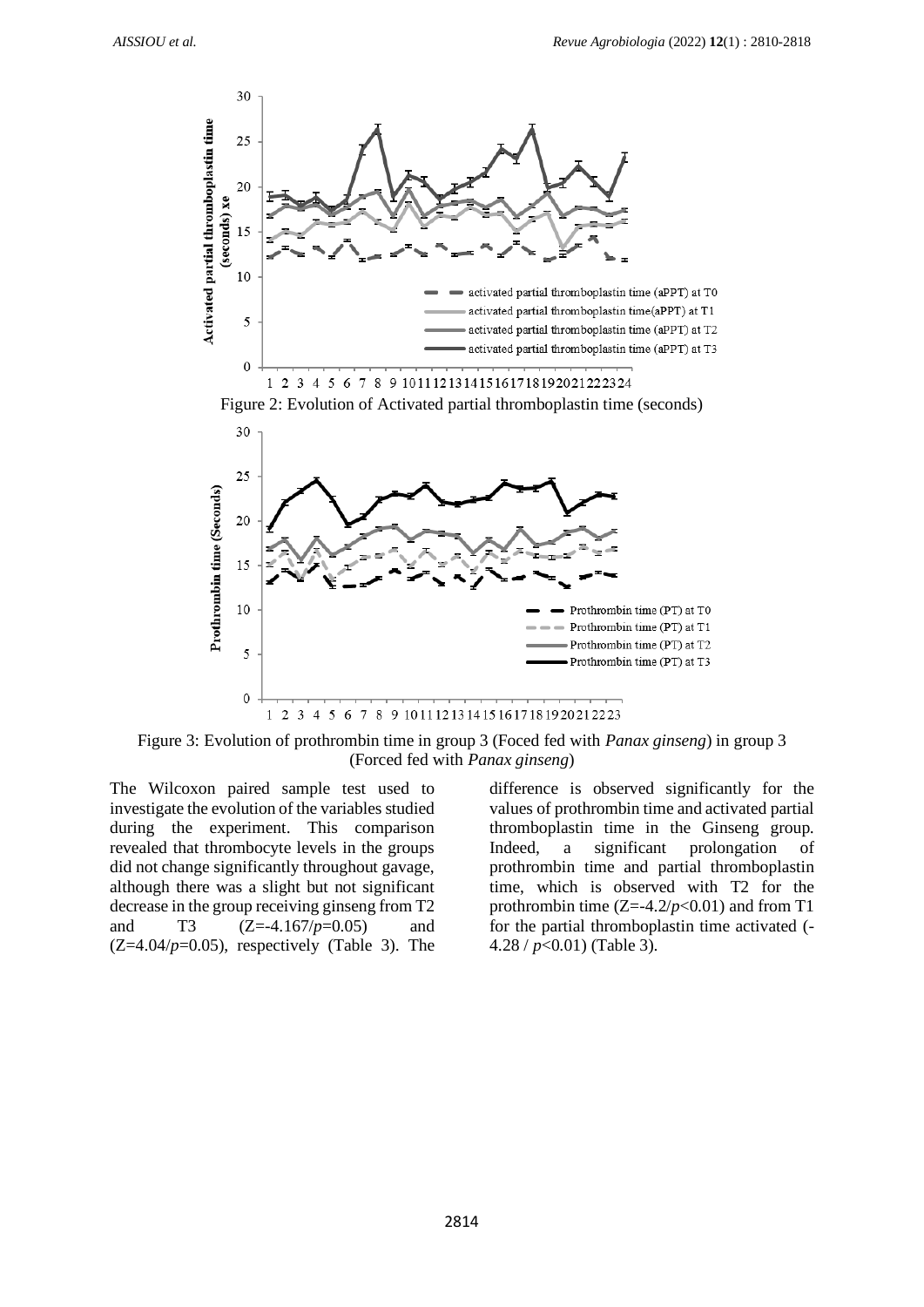Figure 2: Evolution of Activated partial thromboplastin time (seconds)

Figure 3: Evolution of prothrombin time in group 3 (Foced fed with *Panax ginseng*) in group 3 (Forced fed with *Panax ginseng*)

The Wilcoxon paired sample test used to investigate the evolution of the variables studied during the experiment. This comparison revealed that thrombocyte levels in the groups did not change significantly throughout gavage, although there was a slight but not significant decrease in the group receiving ginseng from T2 and T3 ($Z=-4.167/p=0.05$) and ($Z=4.04/p=0.05$), respectively (Table 3). The difference is observed significantly for the values of prothrombin time and activated partial thromboplastin time in the Ginseng group. Indeed, a significant prolongation of prothrombin time and partial thromboplastin time, which is observed with T2 for the prothrombin time ($Z=-4.2/p<0.01$) and from T1 for the partial thromboplastin time activated ($-4.28$ / $p<0.01$) (Table 3).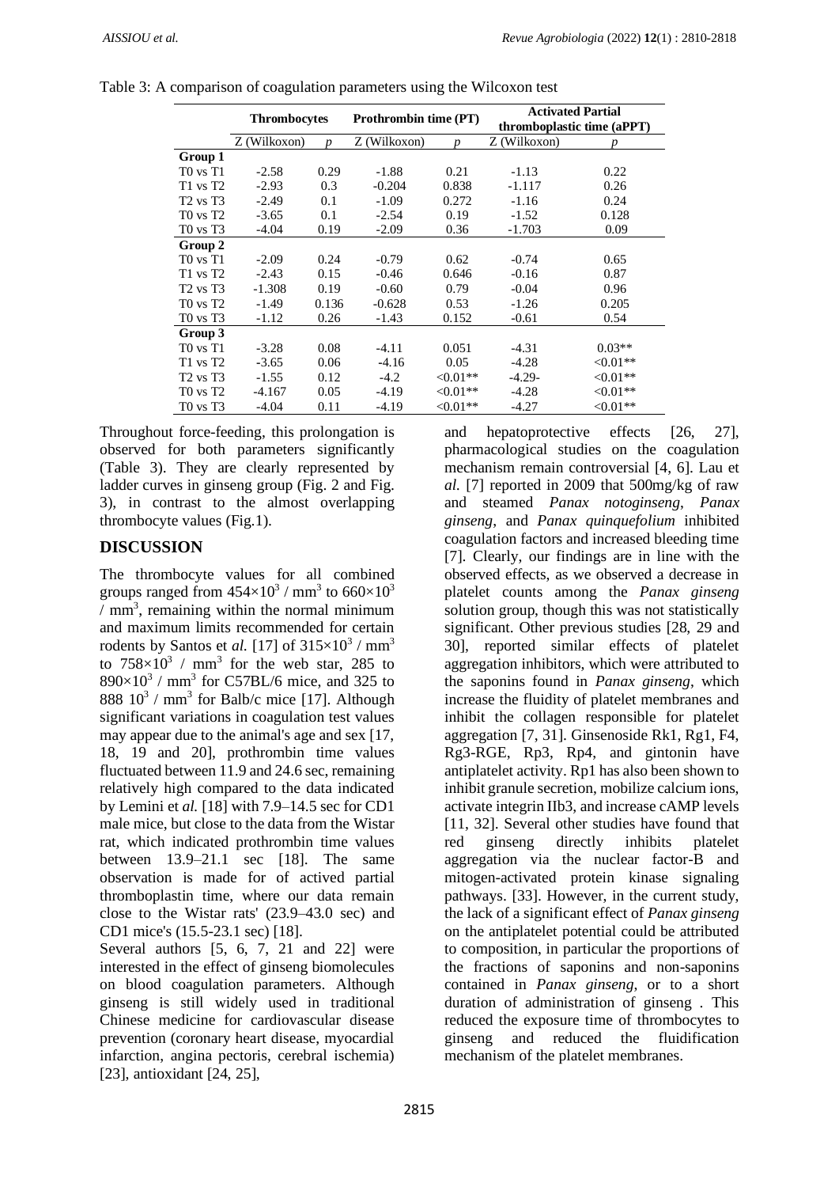Table 3: A comparison of coagulation parameters using the Wilcoxon test

| | Thrombocytes | | Prothrombin time (PT) | | Activated Partial thromboplastic time (aPPT) | |
|---|---|---|---|---|---|---|
| | Z (Wilkoxon) | *p* | Z (Wilkoxon) | *p* | Z (Wilkoxon) | *p* |
| **Group 1** | | | | | | |
| T0 vs T1 | -2.58 | 0.29 | -1.88 | 0.21 | -1.13 | 0.22 |
| T1 vs T2 | -2.93 | 0.3 | -0.204 | 0.838 | -1.117 | 0.26 |
| T2 vs T3 | -2.49 | 0.1 | -1.09 | 0.272 | -1.16 | 0.24 |
| T0 vs T2 | -3.65 | 0.1 | -2.54 | 0.19 | -1.52 | 0.128 |
| T0 vs T3 | -4.04 | 0.19 | -2.09 | 0.36 | -1.703 | 0.09 |
| **Group 2** | | | | | | |
| T0 vs T1 | -2.09 | 0.24 | -0.79 | 0.62 | -0.74 | 0.65 |
| T1 vs T2 | -2.43 | 0.15 | -0.46 | 0.646 | -0.16 | 0.87 |
| T2 vs T3 | -1.308 | 0.19 | -0.60 | 0.79 | -0.04 | 0.96 |
| T0 vs T2 | -1.49 | 0.136 | -0.628 | 0.53 | -1.26 | 0.205 |
| T0 vs T3 | -1.12 | 0.26 | -1.43 | 0.152 | -0.61 | 0.54 |
| **Group 3** | | | | | | |
| T0 vs T1 | -3.28 | 0.08 | -4.11 | 0.051 | -4.31 | 0.03** |
| T1 vs T2 | -3.65 | 0.06 | -4.16 | 0.05 | -4.28 | <0.01** |
| T2 vs T3 | -1.55 | 0.12 | -4.2 | <0.01** | -4.29- | <0.01** |
| T0 vs T2 | -4.167 | 0.05 | -4.19 | <0.01** | -4.28 | <0.01** |
| T0 vs T3 | -4.04 | 0.11 | -4.19 | <0.01** | -4.27 | <0.01** |

Throughout force-feeding, this prolongation is observed for both parameters significantly (Table 3). They are clearly represented by ladder curves in ginseng group (Fig. 2 and Fig. 3), in contrast to the almost overlapping thrombocyte values (Fig.1).

## DISCUSSION

The thrombocyte values for all combined groups ranged from $454\times10^3$ / mm$^3$ to $660\times10^3$ / mm$^3$, remaining within the normal minimum and maximum limits recommended for certain rodents by Santos et *al.* [17] of $315\times10^3$ / mm$^3$ to $758\times10^3$ / mm$^3$ for the web star, 285 to $890\times10^3$ / mm$^3$ for C57BL/6 mice, and 325 to 888 $10^3$ / mm$^3$ for Balb/c mice [17]. Although significant variations in coagulation test values may appear due to the animal's age and sex [17, 18, 19 and 20], prothrombin time values fluctuated between 11.9 and 24.6 sec, remaining relatively high compared to the data indicated by Lemini et *al.* [18] with 7.9–14.5 sec for CD1 male mice, but close to the data from the Wistar rat, which indicated prothrombin time values between 13.9–21.1 sec [18]. The same observation is made for of actived partial thromboplastin time, where our data remain close to the Wistar rats' (23.9–43.0 sec) and CD1 mice's (15.5-23.1 sec) [18].

Several authors [5, 6, 7, 21 and 22] were interested in the effect of ginseng biomolecules on blood coagulation parameters. Although ginseng is still widely used in traditional Chinese medicine for cardiovascular disease prevention (coronary heart disease, myocardial infarction, angina pectoris, cerebral ischemia) [23], antioxidant [24, 25], and hepatoprotective effects [26, 27], pharmacological studies on the coagulation mechanism remain controversial [4, 6]. Lau et *al.* [7] reported in 2009 that 500mg/kg of raw and steamed *Panax notoginseng*, *Panax ginseng*, and *Panax quinquefolium* inhibited coagulation factors and increased bleeding time [7]. Clearly, our findings are in line with the observed effects, as we observed a decrease in platelet counts among the *Panax ginseng* solution group, though this was not statistically significant. Other previous studies [28, 29 and 30], reported similar effects of platelet aggregation inhibitors, which were attributed to the saponins found in *Panax ginseng*, which increase the fluidity of platelet membranes and inhibit the collagen responsible for platelet aggregation [7, 31]. Ginsenoside Rk1, Rg1, F4, Rg3-RGE, Rp3, Rp4, and gintonin have antiplatelet activity. Rp1 has also been shown to inhibit granule secretion, mobilize calcium ions, activate integrin IIb3, and increase cAMP levels [11, 32]. Several other studies have found that red ginseng directly inhibits platelet aggregation via the nuclear factor-B and mitogen-activated protein kinase signaling pathways. [33]. However, in the current study, the lack of a significant effect of *Panax ginseng* on the antiplatelet potential could be attributed to composition, in particular the proportions of the fractions of saponins and non-saponins contained in *Panax ginseng*, or to a short duration of administration of ginseng . This reduced the exposure time of thrombocytes to ginseng and reduced the fluidification mechanism of the platelet membranes.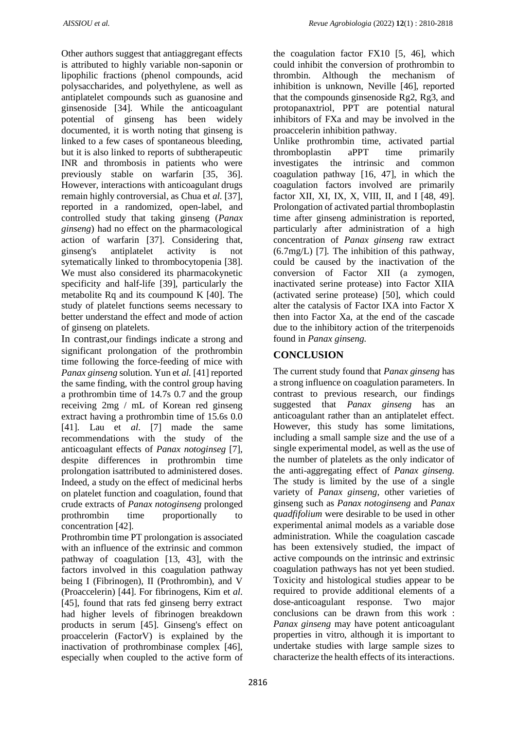Other authors suggest that antiaggregant effects is attributed to highly variable non-saponin or lipophilic fractions (phenol compounds, acid polysaccharides, and polyethylene, as well as antiplatelet compounds such as guanosine and ginsenoside [34]. While the anticoagulant potential of ginseng has been widely documented, it is worth noting that ginseng is linked to a few cases of spontaneous bleeding, but it is also linked to reports of subtherapeutic INR and thrombosis in patients who were previously stable on warfarin [35, 36]. However, interactions with anticoagulant drugs remain highly controversial, as Chua et *al.* [37], reported in a randomized, open-label, and controlled study that taking ginseng (*Panax ginseng*) had no effect on the pharmacological action of warfarin [37]. Considering that, ginseng's antiplatelet activity is not sytematically linked to thrombocytopenia [38]. We must also considered its pharmacokynetic specificity and half-life [39], particularly the metabolite Rq and its coumpound K [40]. The study of platelet functions seems necessary to better understand the effect and mode of action of ginseng on platelets.

In contrast,our findings indicate a strong and significant prolongation of the prothrombin time following the force-feeding of mice with *Panax ginseng* solution. Yun et *al.* [41] reported the same finding, with the control group having a prothrombin time of 14.7s 0.7 and the group receiving 2mg / mL of Korean red ginseng extract having a prothrombin time of 15.6s 0.0 [41]. Lau et *al.* [7] made the same recommendations with the study of the anticoagulant effects of *Panax notoginseg* [7], despite differences in prothrombin time prolongation isattributed to administered doses. Indeed, a study on the effect of medicinal herbs on platelet function and coagulation, found that crude extracts of *Panax notoginseng* prolonged prothrombin time proportionally to concentration [42].

Prothrombin time PT prolongation is associated with an influence of the extrinsic and common pathway of coagulation [13, 43], with the factors involved in this coagulation pathway being I (Fibrinogen), II (Prothrombin), and V (Proaccelerin) [44]. For fibrinogens, Kim et *al.* [45], found that rats fed ginseng berry extract had higher levels of fibrinogen breakdown products in serum [45]. Ginseng's effect on proaccelerin (FactorV) is explained by the inactivation of prothrombinase complex [46], especially when coupled to the active form of the coagulation factor FX10 [5, 46], which could inhibit the conversion of prothrombin to thrombin. Although the mechanism of inhibition is unknown, Neville [46], reported that the compounds ginsenoside Rg2, Rg3, and protopanaxtriol, PPT are potential natural inhibitors of FXa and may be involved in the proaccelerin inhibition pathway.

Unlike prothrombin time, activated partial thromboplastin aPPT time primarily investigates the intrinsic and common coagulation pathway [16, 47], in which the coagulation factors involved are primarily factor XII, XI, IX, X, VIII, II, and I [48, 49]. Prolongation of activated partial thromboplastin time after ginseng administration is reported, particularly after administration of a high concentration of *Panax ginseng* raw extract (6.7mg/L) [7]. The inhibition of this pathway, could be caused by the inactivation of the conversion of Factor XII (a zymogen, inactivated serine protease) into Factor XIIA (activated serine protease) [50], which could alter the catalysis of Factor IXA into Factor X then into Factor Xa, at the end of the cascade due to the inhibitory action of the triterpenoids found in *Panax ginseng.*

## CONCLUSION

The current study found that *Panax ginseng* has a strong influence on coagulation parameters. In contrast to previous research, our findings suggested that *Panax ginseng* has an anticoagulant rather than an antiplatelet effect. However, this study has some limitations, including a small sample size and the use of a single experimental model, as well as the use of the number of platelets as the only indicator of the anti-aggregating effect of *Panax ginseng.* The study is limited by the use of a single variety of *Panax ginseng*, other varieties of ginseng such as *Panax notoginseng* and *Panax quadfifolium* were desirable to be used in other experimental animal models as a variable dose administration. While the coagulation cascade has been extensively studied, the impact of active compounds on the intrinsic and extrinsic coagulation pathways has not yet been studied. Toxicity and histological studies appear to be required to provide additional elements of a dose-anticoagulant response. Two major conclusions can be drawn from this work : *Panax ginseng* may have potent anticoagulant properties in vitro, although it is important to undertake studies with large sample sizes to characterize the health effects of its interactions.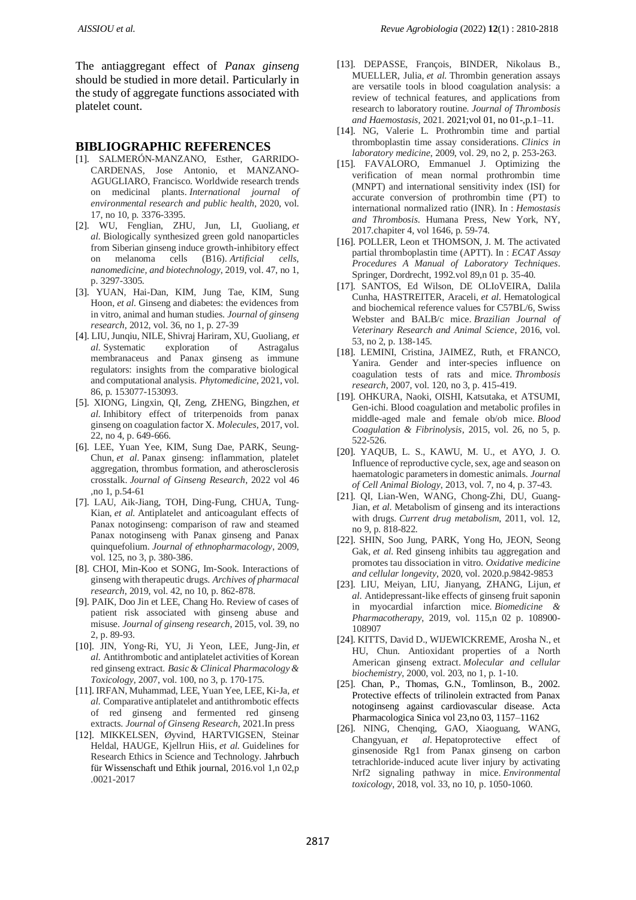The antiaggregant effect of *Panax ginseng* should be studied in more detail. Particularly in the study of aggregate functions associated with platelet count.

## BIBLIOGRAPHIC REFERENCES

[1]. SALMERÓN-MANZANO, Esther, GARRIDO-CARDENAS, Jose Antonio, et MANZANO-AGUGLIARO, Francisco. Worldwide research trends on medicinal plants. *International journal of environmental research and public health*, 2020, vol. 17, no 10, p. 3376-3395.

[2]. WU, Fenglian, ZHU, Jun, LI, Guoliang, *et al*. Biologically synthesized green gold nanoparticles from Siberian ginseng induce growth-inhibitory effect on melanoma cells (B16). *Artificial cells, nanomedicine, and biotechnology*, 2019, vol. 47, no 1, p. 3297-3305.

[3]. YUAN, Hai-Dan, KIM, Jung Tae, KIM, Sung Hoon, *et al*. Ginseng and diabetes: the evidences from in vitro, animal and human studies. *Journal of ginseng research*, 2012, vol. 36, no 1, p. 27-39

[4]. LIU, Junqiu, NILE, Shivraj Hariram, XU, Guoliang, *et al*. Systematic exploration of Astragalus membranaceus and Panax ginseng as immune regulators: insights from the comparative biological and computational analysis. *Phytomedicine*, 2021, vol. 86, p. 153077-153093.

[5]. XIONG, Lingxin, QI, Zeng, ZHENG, Bingzhen, *et al*. Inhibitory effect of triterpenoids from panax ginseng on coagulation factor X. *Molecules*, 2017, vol. 22, no 4, p. 649-666.

[6]. LEE, Yuan Yee, KIM, Sung Dae, PARK, Seung-Chun, *et al*. Panax ginseng: inflammation, platelet aggregation, thrombus formation, and atherosclerosis crosstalk. *Journal of Ginseng Research*, 2022 vol 46 ,no 1, p.54-61

[7]. LAU, Aik-Jiang, TOH, Ding-Fung, CHUA, Tung-Kian, *et al*. Antiplatelet and anticoagulant effects of Panax notoginseng: comparison of raw and steamed Panax notoginseng with Panax ginseng and Panax quinquefolium. *Journal of ethnopharmacology*, 2009, vol. 125, no 3, p. 380-386.

[8]. CHOI, Min-Koo et SONG, Im-Sook. Interactions of ginseng with therapeutic drugs. *Archives of pharmacal research*, 2019, vol. 42, no 10, p. 862-878.

[9]. PAIK, Doo Jin et LEE, Chang Ho. Review of cases of patient risk associated with ginseng abuse and misuse. *Journal of ginseng research*, 2015, vol. 39, no 2, p. 89-93.

[10]. JIN, Yong-Ri, YU, Ji Yeon, LEE, Jung-Jin, *et al*. Antithrombotic and antiplatelet activities of Korean red ginseng extract. *Basic & Clinical Pharmacology & Toxicology*, 2007, vol. 100, no 3, p. 170-175.

[11]. IRFAN, Muhammad, LEE, Yuan Yee, LEE, Ki-Ja, *et al*. Comparative antiplatelet and antithrombotic effects of red ginseng and fermented red ginseng extracts. *Journal of Ginseng Research*, 2021.In press

[12]. MIKKELSEN, Øyvind, HARTVIGSEN, Steinar Heldal, HAUGE, Kjellrun Hiis, *et al*. Guidelines for Research Ethics in Science and Technology. Jahrbuch für Wissenschaft und Ethik journal, 2016.vol 1,n 02,p .0021-2017

[13]. DEPASSE, François, BINDER, Nikolaus B., MUELLER, Julia, *et al*. Thrombin generation assays are versatile tools in blood coagulation analysis: a review of technical features, and applications from research to laboratory routine. *Journal of Thrombosis and Haemostasis*, 2021. 2021;vol 01, no 01-,p.1–11.

[14]. NG, Valerie L. Prothrombin time and partial thromboplastin time assay considerations. *Clinics in laboratory medicine*, 2009, vol. 29, no 2, p. 253-263.

[15]. FAVALORO, Emmanuel J. Optimizing the verification of mean normal prothrombin time (MNPT) and international sensitivity index (ISI) for accurate conversion of prothrombin time (PT) to international normalized ratio (INR). In : *Hemostasis and Thrombosis*. Humana Press, New York, NY, 2017.chapiter 4, vol 1646, p. 59-74.

[16]. POLLER, Leon et THOMSON, J. M. The activated partial thromboplastin time (APTT). In : *ECAT Assay Procedures A Manual of Laboratory Techniques*. Springer, Dordrecht, 1992.vol 89,n 01 p. 35-40.

[17]. SANTOS, Ed Wilson, DE OLIoVEIRA, Dalila Cunha, HASTREITER, Araceli, *et al*. Hematological and biochemical reference values for C57BL/6, Swiss Webster and BALB/c mice. *Brazilian Journal of Veterinary Research and Animal Science*, 2016, vol. 53, no 2, p. 138-145.

[18]. LEMINI, Cristina, JAIMEZ, Ruth, et FRANCO, Yanira. Gender and inter-species influence on coagulation tests of rats and mice. *Thrombosis research*, 2007, vol. 120, no 3, p. 415-419.

[19]. OHKURA, Naoki, OISHI, Katsutaka, et ATSUMI, Gen-ichi. Blood coagulation and metabolic profiles in middle-aged male and female ob/ob mice. *Blood Coagulation & Fibrinolysis*, 2015, vol. 26, no 5, p. 522-526.

[20]. YAQUB, L. S., KAWU, M. U., et AYO, J. O. Influence of reproductive cycle, sex, age and season on haematologic parameters in domestic animals. *Journal of Cell Animal Biology*, 2013, vol. 7, no 4, p. 37-43.

[21]. QI, Lian-Wen, WANG, Chong-Zhi, DU, Guang-Jian, *et al*. Metabolism of ginseng and its interactions with drugs. *Current drug metabolism*, 2011, vol. 12, no 9, p. 818-822.

[22]. SHIN, Soo Jung, PARK, Yong Ho, JEON, Seong Gak, *et al*. Red ginseng inhibits tau aggregation and promotes tau dissociation in vitro. *Oxidative medicine and cellular longevity*, 2020, vol. 2020.p.9842-9853

[23]. LIU, Meiyan, LIU, Jianyang, ZHANG, Lijun, *et al*. Antidepressant-like effects of ginseng fruit saponin in myocardial infarction mice. *Biomedicine & Pharmacotherapy*, 2019, vol. 115,n 02 p. 108900-108907

[24]. KITTS, David D., WIJEWICKREME, Arosha N., et HU, Chun. Antioxidant properties of a North American ginseng extract. *Molecular and cellular biochemistry*, 2000, vol. 203, no 1, p. 1-10.

[25]. Chan, P., Thomas, G.N., Tomlinson, B., 2002. Protective effects of trilinolein extracted from Panax notoginseng against cardiovascular disease. Acta Pharmacologica Sinica vol 23,no 03, 1157–1162

[26]. NING, Chenqing, GAO, Xiaoguang, WANG, Changyuan, *et al*. Hepatoprotective effect of ginsenoside Rg1 from Panax ginseng on carbon tetrachloride-induced acute liver injury by activating Nrf2 signaling pathway in mice. *Environmental toxicology*, 2018, vol. 33, no 10, p. 1050-1060.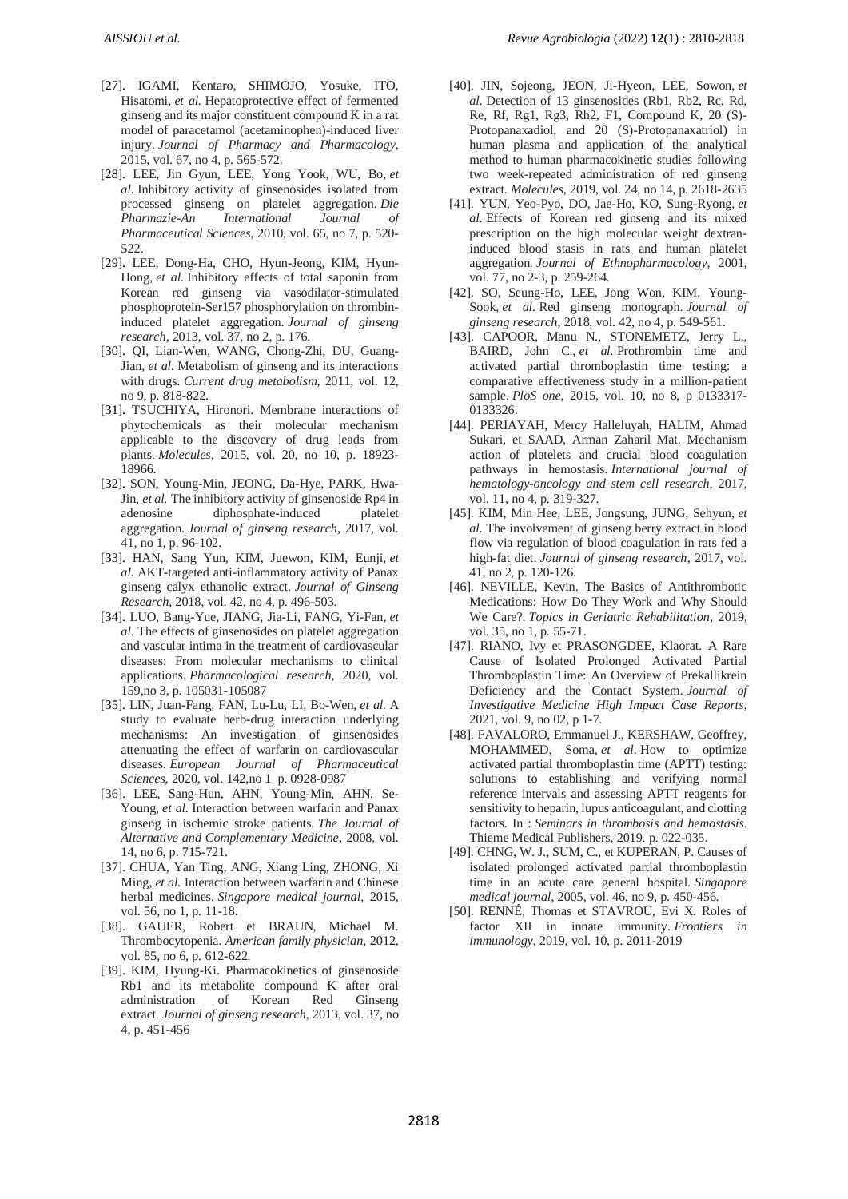[27]. IGAMI, Kentaro, SHIMOJO, Yosuke, ITO, Hisatomi, *et al.* Hepatoprotective effect of fermented ginseng and its major constituent compound K in a rat model of paracetamol (acetaminophen)-induced liver injury. *Journal of Pharmacy and Pharmacology*, 2015, vol. 67, no 4, p. 565-572.

[28]. LEE, Jin Gyun, LEE, Yong Yook, WU, Bo, *et al.* Inhibitory activity of ginsenosides isolated from processed ginseng on platelet aggregation. *Die Pharmazie-An International Journal of Pharmaceutical Sciences*, 2010, vol. 65, no 7, p. 520-522.

[29]. LEE, Dong-Ha, CHO, Hyun-Jeong, KIM, Hyun-Hong, *et al.* Inhibitory effects of total saponin from Korean red ginseng via vasodilator-stimulated phosphoprotein-Ser157 phosphorylation on thrombin-induced platelet aggregation. *Journal of ginseng research*, 2013, vol. 37, no 2, p. 176.

[30]. QI, Lian-Wen, WANG, Chong-Zhi, DU, Guang-Jian, *et al.* Metabolism of ginseng and its interactions with drugs. *Current drug metabolism*, 2011, vol. 12, no 9, p. 818-822.

[31]. TSUCHIYA, Hironori. Membrane interactions of phytochemicals as their molecular mechanism applicable to the discovery of drug leads from plants. *Molecules*, 2015, vol. 20, no 10, p. 18923-18966.

[32]. SON, Young-Min, JEONG, Da-Hye, PARK, Hwa-Jin, *et al.* The inhibitory activity of ginsenoside Rp4 in adenosine diphosphate-induced platelet aggregation. *Journal of ginseng research*, 2017, vol. 41, no 1, p. 96-102.

[33]. HAN, Sang Yun, KIM, Juewon, KIM, Eunji, *et al.* AKT-targeted anti-inflammatory activity of Panax ginseng calyx ethanolic extract. *Journal of Ginseng Research*, 2018, vol. 42, no 4, p. 496-503.

[34]. LUO, Bang-Yue, JIANG, Jia-Li, FANG, Yi-Fan, *et al.* The effects of ginsenosides on platelet aggregation and vascular intima in the treatment of cardiovascular diseases: From molecular mechanisms to clinical applications. *Pharmacological research*, 2020, vol. 159,no 3, p. 105031-105087

[35]. LIN, Juan-Fang, FAN, Lu-Lu, LI, Bo-Wen, *et al.* A study to evaluate herb-drug interaction underlying mechanisms: An investigation of ginsenosides attenuating the effect of warfarin on cardiovascular diseases. *European Journal of Pharmaceutical Sciences*, 2020, vol. 142,no 1 p. 0928-0987

[36]. LEE, Sang-Hun, AHN, Young-Min, AHN, Se-Young, *et al.* Interaction between warfarin and Panax ginseng in ischemic stroke patients. *The Journal of Alternative and Complementary Medicine*, 2008, vol. 14, no 6, p. 715-721.

[37]. CHUA, Yan Ting, ANG, Xiang Ling, ZHONG, Xi Ming, *et al.* Interaction between warfarin and Chinese herbal medicines. *Singapore medical journal*, 2015, vol. 56, no 1, p. 11-18.

[38]. GAUER, Robert et BRAUN, Michael M. Thrombocytopenia. *American family physician*, 2012, vol. 85, no 6, p. 612-622.

[39]. KIM, Hyung-Ki. Pharmacokinetics of ginsenoside Rb1 and its metabolite compound K after oral administration of Korean Red Ginseng extract. *Journal of ginseng research*, 2013, vol. 37, no 4, p. 451-456

[40]. JIN, Sojeong, JEON, Ji-Hyeon, LEE, Sowon, *et al.* Detection of 13 ginsenosides (Rb1, Rb2, Rc, Rd, Re, Rf, Rg1, Rg3, Rh2, F1, Compound K, 20 (S)-Protopanaxadiol, and 20 (S)-Protopanaxatriol) in human plasma and application of the analytical method to human pharmacokinetic studies following two week-repeated administration of red ginseng extract. *Molecules*, 2019, vol. 24, no 14, p. 2618-2635

[41]. YUN, Yeo-Pyo, DO, Jae-Ho, KO, Sung-Ryong, *et al.* Effects of Korean red ginseng and its mixed prescription on the high molecular weight dextran-induced blood stasis in rats and human platelet aggregation. *Journal of Ethnopharmacology*, 2001, vol. 77, no 2-3, p. 259-264.

[42]. SO, Seung-Ho, LEE, Jong Won, KIM, Young-Sook, *et al.* Red ginseng monograph. *Journal of ginseng research*, 2018, vol. 42, no 4, p. 549-561.

[43]. CAPOOR, Manu N., STONEMETZ, Jerry L., BAIRD, John C., *et al.* Prothrombin time and activated partial thromboplastin time testing: a comparative effectiveness study in a million-patient sample. *PloS one*, 2015, vol. 10, no 8, p 0133317-0133326.

[44]. PERIAYAH, Mercy Halleluyah, HALIM, Ahmad Sukari, et SAAD, Arman Zaharil Mat. Mechanism action of platelets and crucial blood coagulation pathways in hemostasis. *International journal of hematology-oncology and stem cell research*, 2017, vol. 11, no 4, p. 319-327.

[45]. KIM, Min Hee, LEE, Jongsung, JUNG, Sehyun, *et al.* The involvement of ginseng berry extract in blood flow via regulation of blood coagulation in rats fed a high-fat diet. *Journal of ginseng research*, 2017, vol. 41, no 2, p. 120-126.

[46]. NEVILLE, Kevin. The Basics of Antithrombotic Medications: How Do They Work and Why Should We Care?. *Topics in Geriatric Rehabilitation*, 2019, vol. 35, no 1, p. 55-71.

[47]. RIANO, Ivy et PRASONGDEE, Klaorat. A Rare Cause of Isolated Prolonged Activated Partial Thromboplastin Time: An Overview of Prekallikrein Deficiency and the Contact System. *Journal of Investigative Medicine High Impact Case Reports*, 2021, vol. 9, no 02, p 1-7.

[48]. FAVALORO, Emmanuel J., KERSHAW, Geoffrey, MOHAMMED, Soma, *et al.* How to optimize activated partial thromboplastin time (APTT) testing: solutions to establishing and verifying normal reference intervals and assessing APTT reagents for sensitivity to heparin, lupus anticoagulant, and clotting factors. In : *Seminars in thrombosis and hemostasis*. Thieme Medical Publishers, 2019. p. 022-035.

[49]. CHNG, W. J., SUM, C., et KUPERAN, P. Causes of isolated prolonged activated partial thromboplastin time in an acute care general hospital. *Singapore medical journal*, 2005, vol. 46, no 9, p. 450-456.

[50]. RENNÉ, Thomas et STAVROU, Evi X. Roles of factor XII in innate immunity. *Frontiers in immunology*, 2019, vol. 10, p. 2011-2019